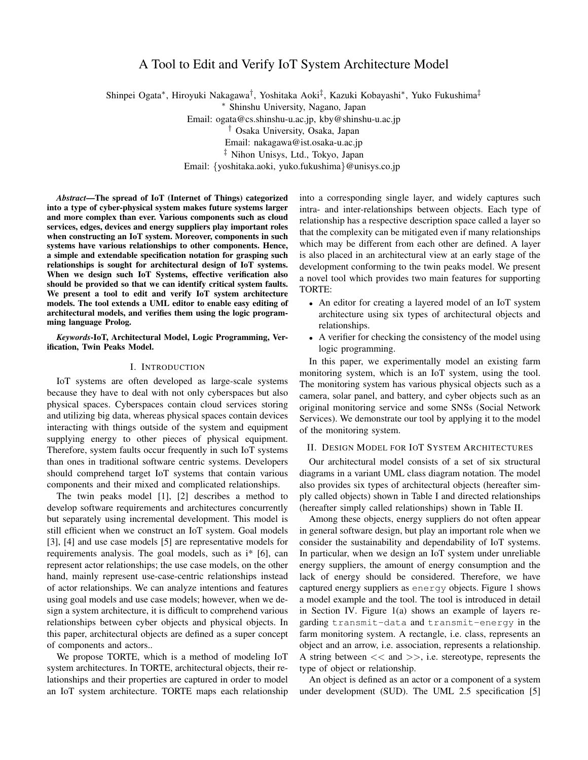# A Tool to Edit and Verify IoT System Architecture Model

Shinpei Ogata*, Hiroyuki Nakagawa†, Yoshitaka Aoki‡, Kazuki Kobayashi*, Yuko Fukushima‡

\* Shinshu University, Nagano, Japan
Email: ogata@cs.shinshu-u.ac.jp, kby@shinshu-u.ac.jp

† Osaka University, Osaka, Japan
Email: nakagawa@ist.osaka-u.ac.jp

‡ Nihon Unisys, Ltd., Tokyo, Japan
Email: {yoshitaka.aoki, yuko.fukushima}@unisys.co.jp

***Abstract*—The spread of IoT (Internet of Things) categorized into a type of cyber-physical system makes future systems larger and more complex than ever. Various components such as cloud services, edges, devices and energy suppliers play important roles when constructing an IoT system. Moreover, components in such systems have various relationships to other components. Hence, a simple and extendable specification notation for grasping such relationships is sought for architectural design of IoT systems. When we design such IoT Systems, effective verification also should be provided so that we can identify critical system faults. We present a tool to edit and verify IoT system architecture models. The tool extends a UML editor to enable easy editing of architectural models, and verifies them using the logic programming language Prolog.**

***Keywords*-IoT, Architectural Model, Logic Programming, Verification, Twin Peaks Model.**

## I. Introduction

IoT systems are often developed as large-scale systems because they have to deal with not only cyberspaces but also physical spaces. Cyberspaces contain cloud services storing and utilizing big data, whereas physical spaces contain devices interacting with things outside of the system and equipment supplying energy to other pieces of physical equipment. Therefore, system faults occur frequently in such IoT systems than ones in traditional software centric systems. Developers should comprehend target IoT systems that contain various components and their mixed and complicated relationships.

The twin peaks model [1], [2] describes a method to develop software requirements and architectures concurrently but separately using incremental development. This model is still efficient when we construct an IoT system. Goal models [3], [4] and use case models [5] are representative models for requirements analysis. The goal models, such as i* [6], can represent actor relationships; the use case models, on the other hand, mainly represent use-case-centric relationships instead of actor relationships. We can analyze intentions and features using goal models and use case models; however, when we design a system architecture, it is difficult to comprehend various relationships between cyber objects and physical objects. In this paper, architectural objects are defined as a super concept of components and actors..

We propose TORTE, which is a method of modeling IoT system architectures. In TORTE, architectural objects, their relationships and their properties are captured in order to model an IoT system architecture. TORTE maps each relationship into a corresponding single layer, and widely captures such intra- and inter-relationships between objects. Each type of relationship has a respective description space called a layer so that the complexity can be mitigated even if many relationships which may be different from each other are defined. A layer is also placed in an architectural view at an early stage of the development conforming to the twin peaks model. We present a novel tool which provides two main features for supporting TORTE:

- An editor for creating a layered model of an IoT system architecture using six types of architectural objects and relationships.
- A verifier for checking the consistency of the model using logic programming.

In this paper, we experimentally model an existing farm monitoring system, which is an IoT system, using the tool. The monitoring system has various physical objects such as a camera, solar panel, and battery, and cyber objects such as an original monitoring service and some SNSs (Social Network Services). We demonstrate our tool by applying it to the model of the monitoring system.

## II. Design Model for IoT System Architectures

Our architectural model consists of a set of six structural diagrams in a variant UML class diagram notation. The model also provides six types of architectural objects (hereafter simply called objects) shown in Table I and directed relationships (hereafter simply called relationships) shown in Table II.

Among these objects, energy suppliers do not often appear in general software design, but play an important role when we consider the sustainability and dependability of IoT systems. In particular, when we design an IoT system under unreliable energy suppliers, the amount of energy consumption and the lack of energy should be considered. Therefore, we have captured energy suppliers as `energy` objects. Figure 1 shows a model example and the tool. The tool is introduced in detail in Section IV. Figure 1(a) shows an example of layers regarding `transmit-data` and `transmit-energy` in the farm monitoring system. A rectangle, i.e. class, represents an object and an arrow, i.e. association, represents a relationship. A string between << and >>, i.e. stereotype, represents the type of object or relationship.

An object is defined as an actor or a component of a system under development (SUD). The UML 2.5 specification [5]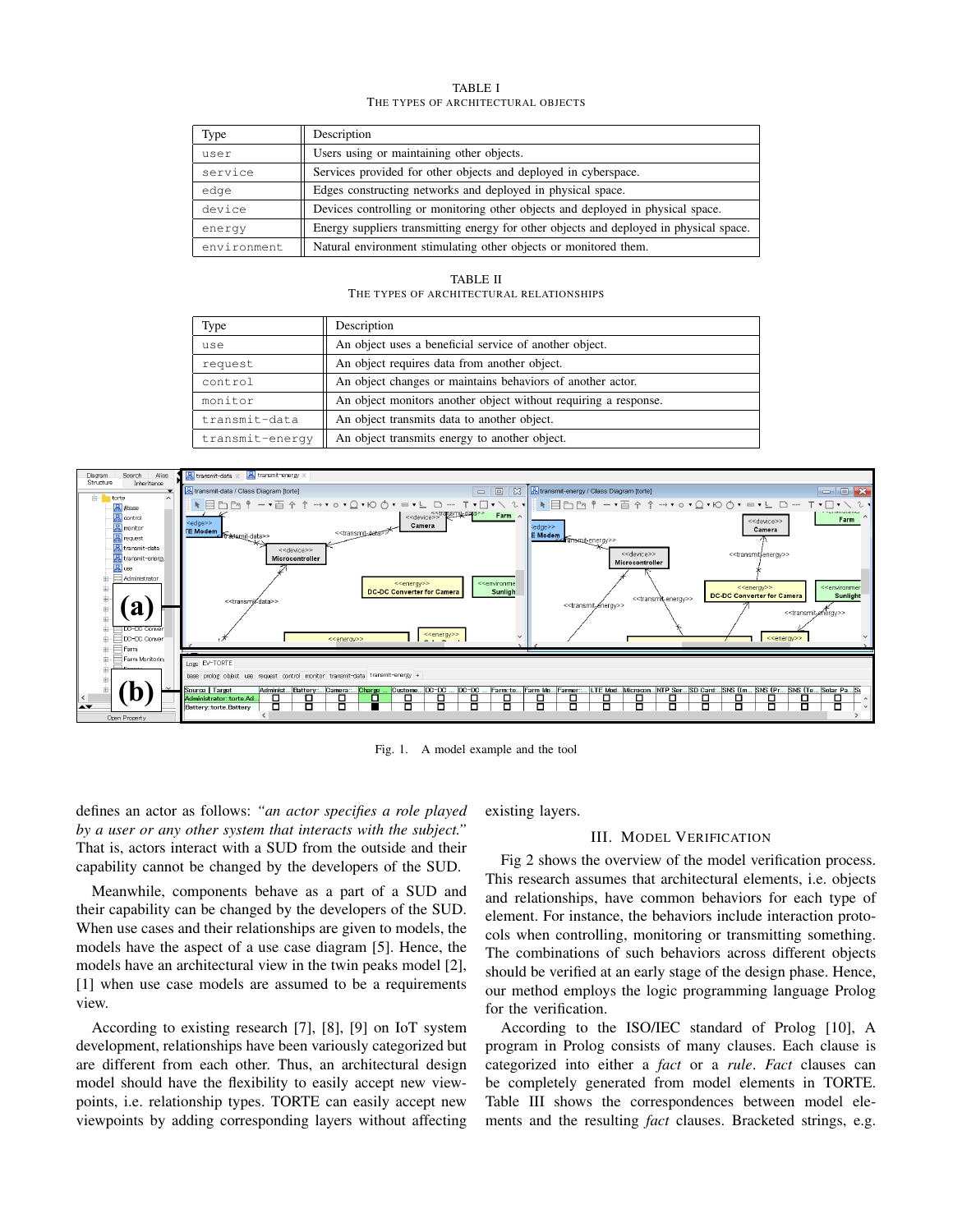TABLE I
THE TYPES OF ARCHITECTURAL OBJECTS

| Type | Description |
| --- | --- |
| user | Users using or maintaining other objects. |
| service | Services provided for other objects and deployed in cyberspace. |
| edge | Edges constructing networks and deployed in physical space. |
| device | Devices controlling or monitoring other objects and deployed in physical space. |
| energy | Energy suppliers transmitting energy for other objects and deployed in physical space. |
| environment | Natural environment stimulating other objects or monitored them. |

TABLE II
THE TYPES OF ARCHITECTURAL RELATIONSHIPS

| Type | Description |
| --- | --- |
| use | An object uses a beneficial service of another object. |
| request | An object requires data from another object. |
| control | An object changes or maintains behaviors of another actor. |
| monitor | An object monitors another object without requiring a response. |
| transmit-data | An object transmits data to another object. |
| transmit-energy | An object transmits energy to another object. |

Fig. 1. A model example and the tool

defines an actor as follows: *"an actor specifies a role played by a user or any other system that interacts with the subject."* That is, actors interact with a SUD from the outside and their capability cannot be changed by the developers of the SUD.

Meanwhile, components behave as a part of a SUD and their capability can be changed by the developers of the SUD. When use cases and their relationships are given to models, the models have the aspect of a use case diagram [5]. Hence, the models have an architectural view in the twin peaks model [2], [1] when use case models are assumed to be a requirements view.

According to existing research [7], [8], [9] on IoT system development, relationships have been variously categorized but are different from each other. Thus, an architectural design model should have the flexibility to easily accept new viewpoints, i.e. relationship types. TORTE can easily accept new viewpoints by adding corresponding layers without affecting existing layers.

## III. Model Verification

Fig 2 shows the overview of the model verification process. This research assumes that architectural elements, i.e. objects and relationships, have common behaviors for each type of element. For instance, the behaviors include interaction protocols when controlling, monitoring or transmitting something. The combinations of such behaviors across different objects should be verified at an early stage of the design phase. Hence, our method employs the logic programming language Prolog for the verification.

According to the ISO/IEC standard of Prolog [10], A program in Prolog consists of many clauses. Each clause is categorized into either a *fact* or a *rule*. *Fact* clauses can be completely generated from model elements in TORTE. Table III shows the correspondences between model elements and the resulting *fact* clauses. Bracketed strings, e.g.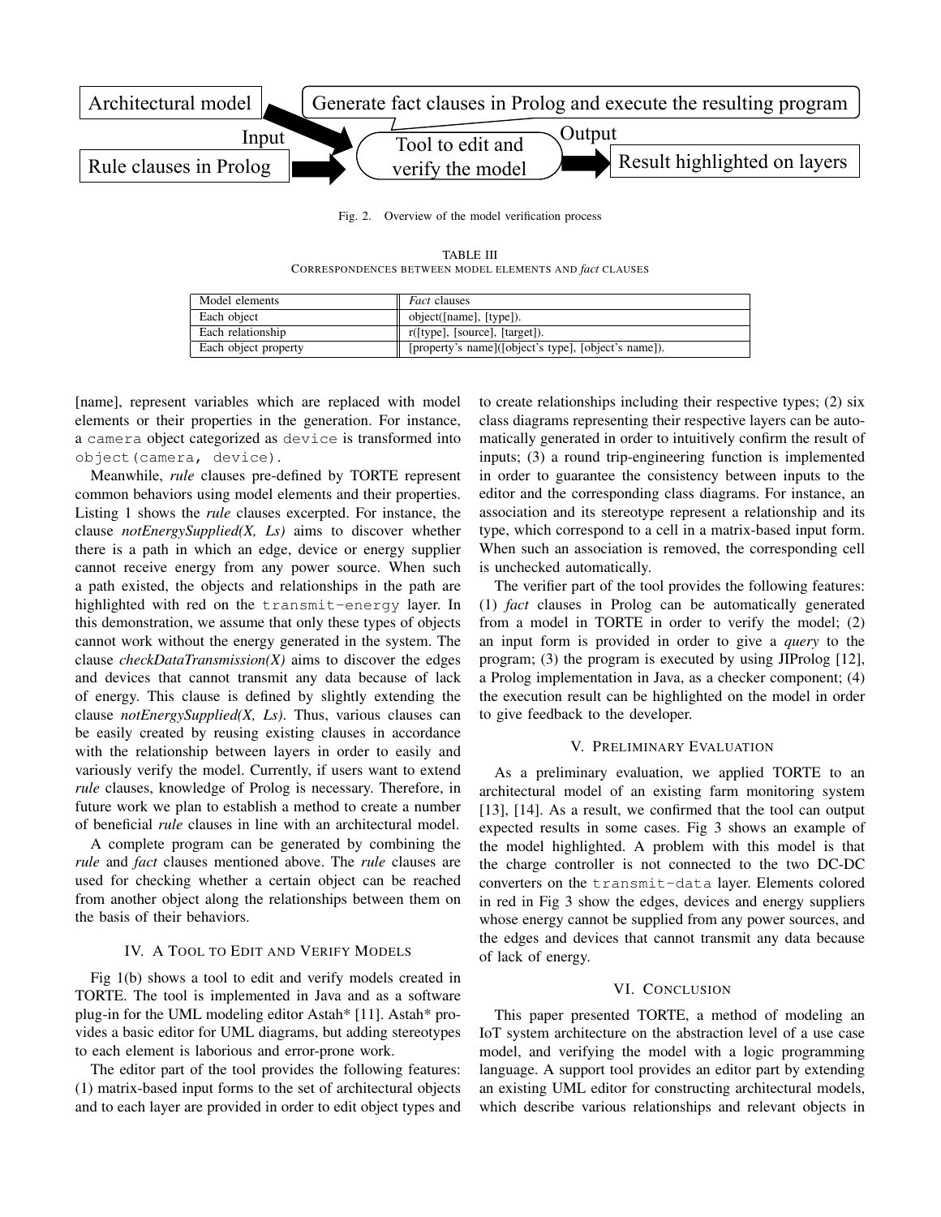Architectural model → Generate fact clauses in Prolog and execute the resulting program

Input: Architectural model, Rule clauses in Prolog → Tool to edit and verify the model → Output: Result highlighted on layers

Fig. 2. Overview of the model verification process

TABLE III
CORRESPONDENCES BETWEEN MODEL ELEMENTS AND *fact* CLAUSES

| Model elements | *Fact* clauses |
|---|---|
| Each object | object([name], [type]). |
| Each relationship | r([type], [source], [target]). |
| Each object property | [property's name]([object's type], [object's name]). |

[name], represent variables which are replaced with model elements or their properties in the generation. For instance, a `camera` object categorized as `device` is transformed into `object(camera, device)`.

Meanwhile, *rule* clauses pre-defined by TORTE represent common behaviors using model elements and their properties. Listing 1 shows the *rule* clauses excerpted. For instance, the clause *notEnergySupplied(X, Ls)* aims to discover whether there is a path in which an edge, device or energy supplier cannot receive energy from any power source. When such a path existed, the objects and relationships in the path are highlighted with red on the `transmit-energy` layer. In this demonstration, we assume that only these types of objects cannot work without the energy generated in the system. The clause *checkDataTransmission(X)* aims to discover the edges and devices that cannot transmit any data because of lack of energy. This clause is defined by slightly extending the clause *notEnergySupplied(X, Ls)*. Thus, various clauses can be easily created by reusing existing clauses in accordance with the relationship between layers in order to easily and variously verify the model. Currently, if users want to extend *rule* clauses, knowledge of Prolog is necessary. Therefore, in future work we plan to establish a method to create a number of beneficial *rule* clauses in line with an architectural model.

A complete program can be generated by combining the *rule* and *fact* clauses mentioned above. The *rule* clauses are used for checking whether a certain object can be reached from another object along the relationships between them on the basis of their behaviors.

## IV. A Tool to Edit and Verify Models

Fig 1(b) shows a tool to edit and verify models created in TORTE. The tool is implemented in Java and as a software plug-in for the UML modeling editor Astah* [11]. Astah* provides a basic editor for UML diagrams, but adding stereotypes to each element is laborious and error-prone work.

The editor part of the tool provides the following features: (1) matrix-based input forms to the set of architectural objects and to each layer are provided in order to edit object types and to create relationships including their respective types; (2) six class diagrams representing their respective layers can be automatically generated in order to intuitively confirm the result of inputs; (3) a round trip-engineering function is implemented in order to guarantee the consistency between inputs to the editor and the corresponding class diagrams. For instance, an association and its stereotype represent a relationship and its type, which correspond to a cell in a matrix-based input form. When such an association is removed, the corresponding cell is unchecked automatically.

The verifier part of the tool provides the following features: (1) *fact* clauses in Prolog can be automatically generated from a model in TORTE in order to verify the model; (2) an input form is provided in order to give a *query* to the program; (3) the program is executed by using JIProlog [12], a Prolog implementation in Java, as a checker component; (4) the execution result can be highlighted on the model in order to give feedback to the developer.

## V. Preliminary Evaluation

As a preliminary evaluation, we applied TORTE to an architectural model of an existing farm monitoring system [13], [14]. As a result, we confirmed that the tool can output expected results in some cases. Fig 3 shows an example of the model highlighted. A problem with this model is that the charge controller is not connected to the two DC-DC converters on the `transmit-data` layer. Elements colored in red in Fig 3 show the edges, devices and energy suppliers whose energy cannot be supplied from any power sources, and the edges and devices that cannot transmit any data because of lack of energy.

## VI. Conclusion

This paper presented TORTE, a method of modeling an IoT system architecture on the abstraction level of a use case model, and verifying the model with a logic programming language. A support tool provides an editor part by extending an existing UML editor for constructing architectural models, which describe various relationships and relevant objects in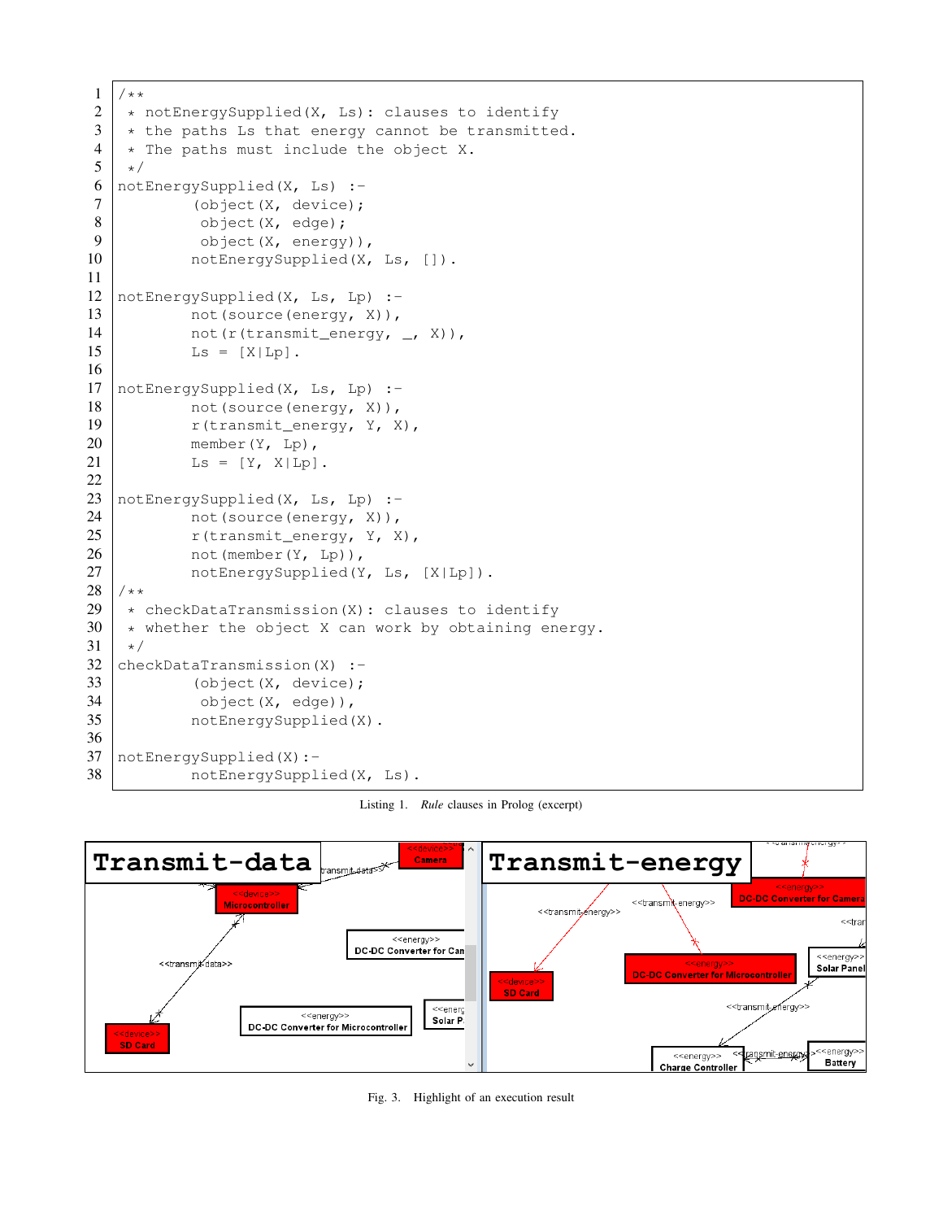```
/**
 * notEnergySupplied(X, Ls): clauses to identify
 * the paths Ls that energy cannot be transmitted.
 * The paths must include the object X.
 */
notEnergySupplied(X, Ls) :-
        (object(X, device);
         object(X, edge);
         object(X, energy)),
        notEnergySupplied(X, Ls, []).

notEnergySupplied(X, Ls, Lp) :-
        not(source(energy, X)),
        not(r(transmit_energy, _, X)),
        Ls = [X|Lp].

notEnergySupplied(X, Ls, Lp) :-
        not(source(energy, X)),
        r(transmit_energy, Y, X),
        member(Y, Lp),
        Ls = [Y, X|Lp].

notEnergySupplied(X, Ls, Lp) :-
        not(source(energy, X)),
        r(transmit_energy, Y, X),
        not(member(Y, Lp)),
        notEnergySupplied(Y, Ls, [X|Lp]).
/**
 * checkDataTransmission(X): clauses to identify
 * whether the object X can work by obtaining energy.
 */
checkDataTransmission(X) :-
        (object(X, device);
         object(X, edge)),
        notEnergySupplied(X).

notEnergySupplied(X):-
        notEnergySupplied(X, Ls).
```

Listing 1. *Rule* clauses in Prolog (excerpt)

Fig. 3. Highlight of an execution result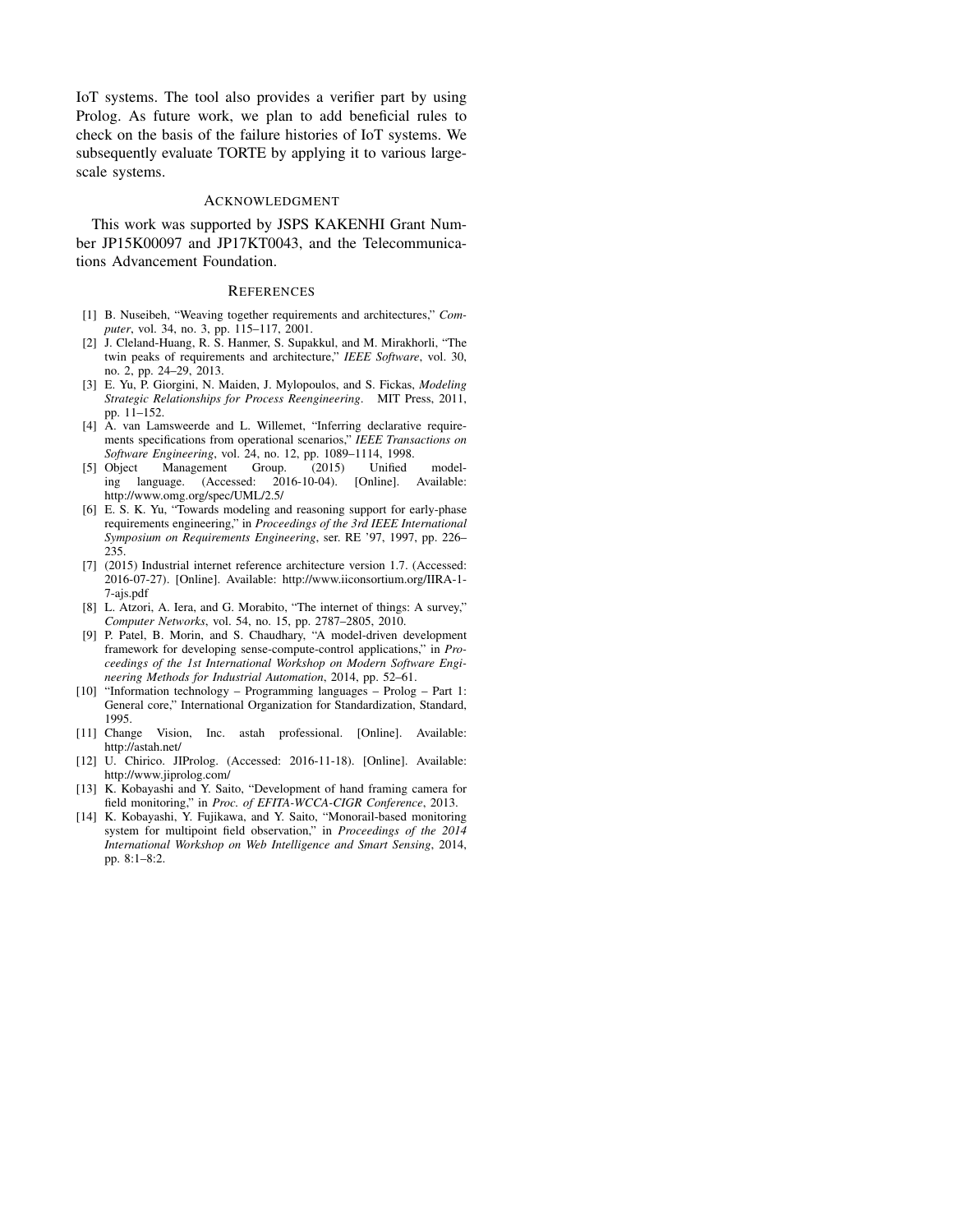IoT systems. The tool also provides a verifier part by using Prolog. As future work, we plan to add beneficial rules to check on the basis of the failure histories of IoT systems. We subsequently evaluate TORTE by applying it to various large-scale systems.

## ACKNOWLEDGMENT

This work was supported by JSPS KAKENHI Grant Number JP15K00097 and JP17KT0043, and the Telecommunications Advancement Foundation.

## REFERENCES

[1] B. Nuseibeh, "Weaving together requirements and architectures," *Computer*, vol. 34, no. 3, pp. 115–117, 2001.

[2] J. Cleland-Huang, R. S. Hanmer, S. Supakkul, and M. Mirakhorli, "The twin peaks of requirements and architecture," *IEEE Software*, vol. 30, no. 2, pp. 24–29, 2013.

[3] E. Yu, P. Giorgini, N. Maiden, J. Mylopoulos, and S. Fickas, *Modeling Strategic Relationships for Process Reengineering*. MIT Press, 2011, pp. 11–152.

[4] A. van Lamsweerde and L. Willemet, "Inferring declarative requirements specifications from operational scenarios," *IEEE Transactions on Software Engineering*, vol. 24, no. 12, pp. 1089–1114, 1998.

[5] Object Management Group. (2015) Unified modeling language. (Accessed: 2016-10-04). [Online]. Available: http://www.omg.org/spec/UML/2.5/

[6] E. S. K. Yu, "Towards modeling and reasoning support for early-phase requirements engineering," in *Proceedings of the 3rd IEEE International Symposium on Requirements Engineering*, ser. RE '97, 1997, pp. 226–235.

[7] (2015) Industrial internet reference architecture version 1.7. (Accessed: 2016-07-27). [Online]. Available: http://www.iiconsortium.org/IIRA-1-7-ajs.pdf

[8] L. Atzori, A. Iera, and G. Morabito, "The internet of things: A survey," *Computer Networks*, vol. 54, no. 15, pp. 2787–2805, 2010.

[9] P. Patel, B. Morin, and S. Chaudhary, "A model-driven development framework for developing sense-compute-control applications," in *Proceedings of the 1st International Workshop on Modern Software Engineering Methods for Industrial Automation*, 2014, pp. 52–61.

[10] "Information technology – Programming languages – Prolog – Part 1: General core," International Organization for Standardization, Standard, 1995.

[11] Change Vision, Inc. astah professional. [Online]. Available: http://astah.net/

[12] U. Chirico. JIProlog. (Accessed: 2016-11-18). [Online]. Available: http://www.jiprolog.com/

[13] K. Kobayashi and Y. Saito, "Development of hand framing camera for field monitoring," in *Proc. of EFITA-WCCA-CIGR Conference*, 2013.

[14] K. Kobayashi, Y. Fujikawa, and Y. Saito, "Monorail-based monitoring system for multipoint field observation," in *Proceedings of the 2014 International Workshop on Web Intelligence and Smart Sensing*, 2014, pp. 8:1–8:2.